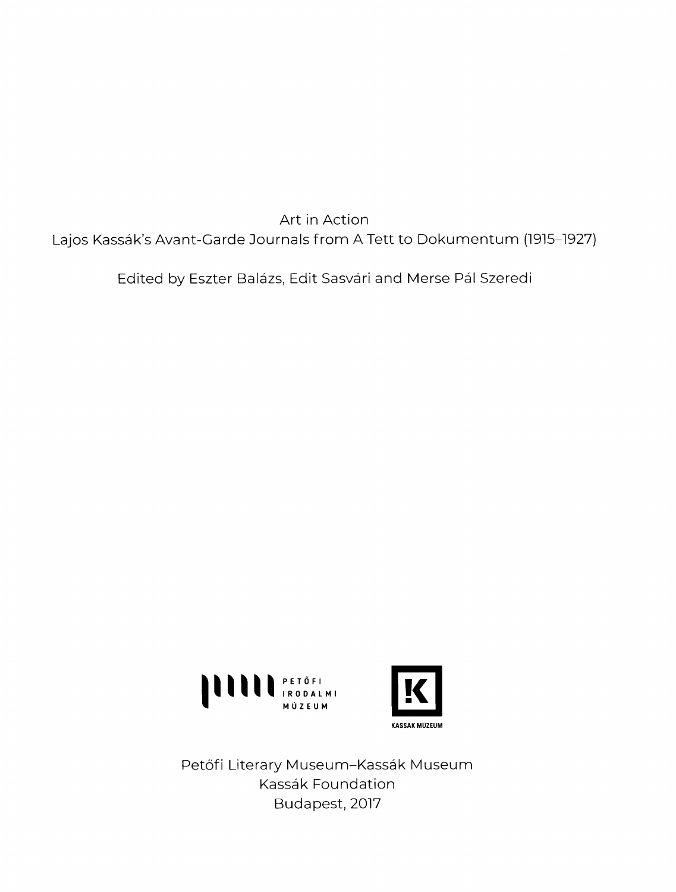# Art in Action

## Lajos Kassák's Avant-Garde Journals from A Tett to Dokumentum (1915–1927)

Edited by Eszter Balázs, Edit Sasvári and Merse Pál Szeredi

PETŐFI IRODALMI MÚZEUM

KASSÁK MÚZEUM

Petőfi Literary Museum–Kassák Museum
Kassák Foundation
Budapest, 2017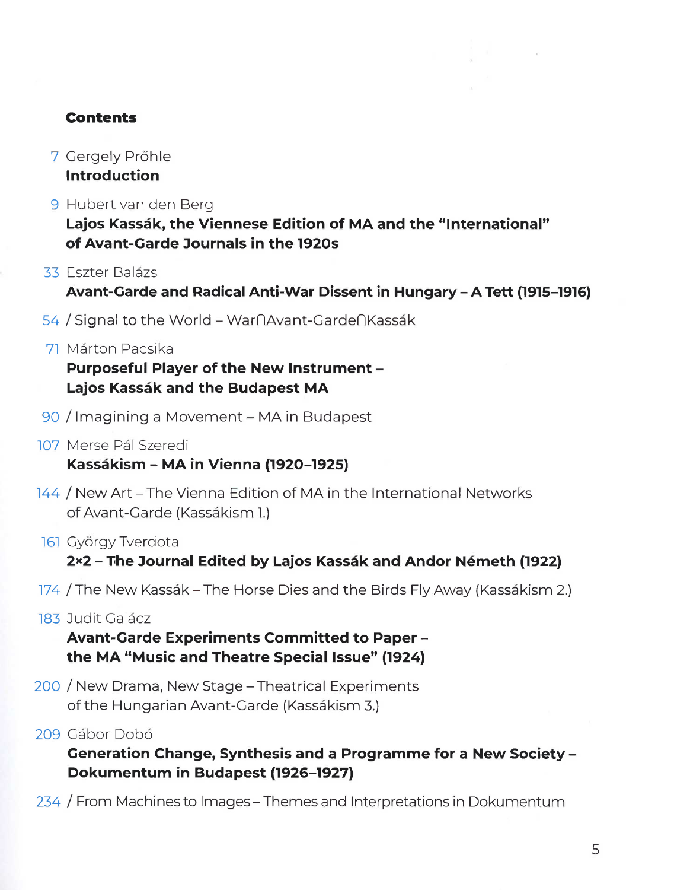## Contents

7 Gergely Prőhle
**Introduction**

9 Hubert van den Berg
**Lajos Kassák, the Viennese Edition of MA and the "International" of Avant-Garde Journals in the 1920s**

33 Eszter Balázs
**Avant-Garde and Radical Anti-War Dissent in Hungary – A Tett (1915–1916)**

54 / Signal to the World – War∩Avant-Garde∩Kassák

71 Márton Pacsika
**Purposeful Player of the New Instrument – Lajos Kassák and the Budapest MA**

90 / Imagining a Movement – MA in Budapest

107 Merse Pál Szeredi
**Kassákism – MA in Vienna (1920–1925)**

144 / New Art – The Vienna Edition of MA in the International Networks of Avant-Garde (Kassákism 1.)

161 György Tverdota
**2×2 – The Journal Edited by Lajos Kassák and Andor Németh (1922)**

174 / The New Kassák – The Horse Dies and the Birds Fly Away (Kassákism 2.)

183 Judit Galácz
**Avant-Garde Experiments Committed to Paper – the MA "Music and Theatre Special Issue" (1924)**

200 / New Drama, New Stage – Theatrical Experiments of the Hungarian Avant-Garde (Kassákism 3.)

209 Gábor Dobó
**Generation Change, Synthesis and a Programme for a New Society – Dokumentum in Budapest (1926–1927)**

234 / From Machines to Images – Themes and Interpretations in Dokumentum